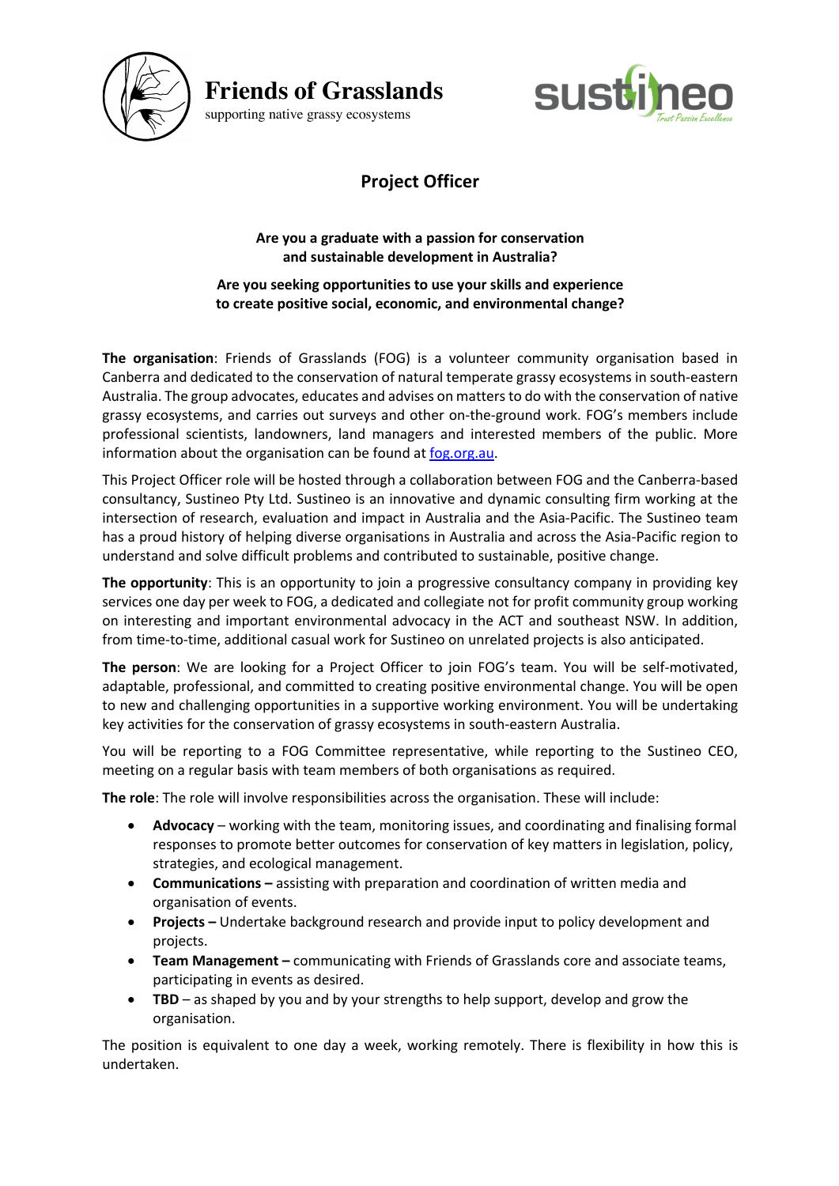**Friends of Grasslands**

supporting native grassy ecosystems

sustineo

*Trust Passion Excellence*

# Project Officer

**Are you a graduate with a passion for conservation and sustainable development in Australia?**

**Are you seeking opportunities to use your skills and experience to create positive social, economic, and environmental change?**

**The organisation**: Friends of Grasslands (FOG) is a volunteer community organisation based in Canberra and dedicated to the conservation of natural temperate grassy ecosystems in south-eastern Australia. The group advocates, educates and advises on matters to do with the conservation of native grassy ecosystems, and carries out surveys and other on-the-ground work. FOG's members include professional scientists, landowners, land managers and interested members of the public. More information about the organisation can be found at [fog.org.au](fog.org.au).

This Project Officer role will be hosted through a collaboration between FOG and the Canberra-based consultancy, Sustineo Pty Ltd. Sustineo is an innovative and dynamic consulting firm working at the intersection of research, evaluation and impact in Australia and the Asia-Pacific. The Sustineo team has a proud history of helping diverse organisations in Australia and across the Asia-Pacific region to understand and solve difficult problems and contributed to sustainable, positive change.

**The opportunity**: This is an opportunity to join a progressive consultancy company in providing key services one day per week to FOG, a dedicated and collegiate not for profit community group working on interesting and important environmental advocacy in the ACT and southeast NSW. In addition, from time-to-time, additional casual work for Sustineo on unrelated projects is also anticipated.

**The person**: We are looking for a Project Officer to join FOG's team. You will be self-motivated, adaptable, professional, and committed to creating positive environmental change. You will be open to new and challenging opportunities in a supportive working environment. You will be undertaking key activities for the conservation of grassy ecosystems in south-eastern Australia.

You will be reporting to a FOG Committee representative, while reporting to the Sustineo CEO, meeting on a regular basis with team members of both organisations as required.

**The role**: The role will involve responsibilities across the organisation. These will include:

- **Advocacy** – working with the team, monitoring issues, and coordinating and finalising formal responses to promote better outcomes for conservation of key matters in legislation, policy, strategies, and ecological management.
- **Communications –** assisting with preparation and coordination of written media and organisation of events.
- **Projects –** Undertake background research and provide input to policy development and projects.
- **Team Management –** communicating with Friends of Grasslands core and associate teams, participating in events as desired.
- **TBD** – as shaped by you and by your strengths to help support, develop and grow the organisation.

The position is equivalent to one day a week, working remotely. There is flexibility in how this is undertaken.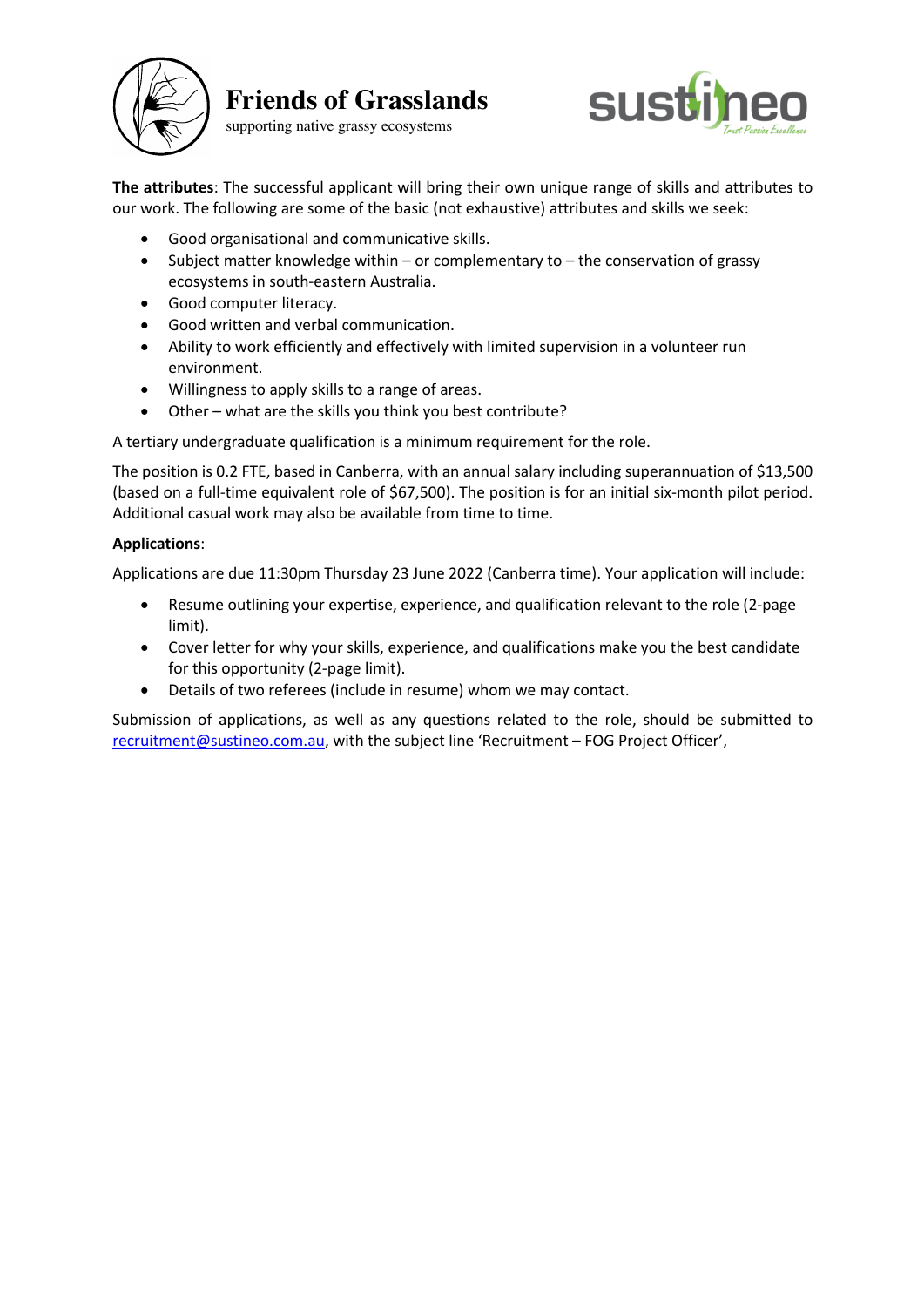**Friends of Grasslands**
supporting native grassy ecosystems

**The attributes**: The successful applicant will bring their own unique range of skills and attributes to our work. The following are some of the basic (not exhaustive) attributes and skills we seek:

- Good organisational and communicative skills.
- Subject matter knowledge within – or complementary to – the conservation of grassy ecosystems in south-eastern Australia.
- Good computer literacy.
- Good written and verbal communication.
- Ability to work efficiently and effectively with limited supervision in a volunteer run environment.
- Willingness to apply skills to a range of areas.
- Other – what are the skills you think you best contribute?

A tertiary undergraduate qualification is a minimum requirement for the role.

The position is 0.2 FTE, based in Canberra, with an annual salary including superannuation of $13,500 (based on a full-time equivalent role of $67,500). The position is for an initial six-month pilot period. Additional casual work may also be available from time to time.

**Applications**:

Applications are due 11:30pm Thursday 23 June 2022 (Canberra time). Your application will include:

- Resume outlining your expertise, experience, and qualification relevant to the role (2-page limit).
- Cover letter for why your skills, experience, and qualifications make you the best candidate for this opportunity (2-page limit).
- Details of two referees (include in resume) whom we may contact.

Submission of applications, as well as any questions related to the role, should be submitted to recruitment@sustineo.com.au, with the subject line 'Recruitment – FOG Project Officer',